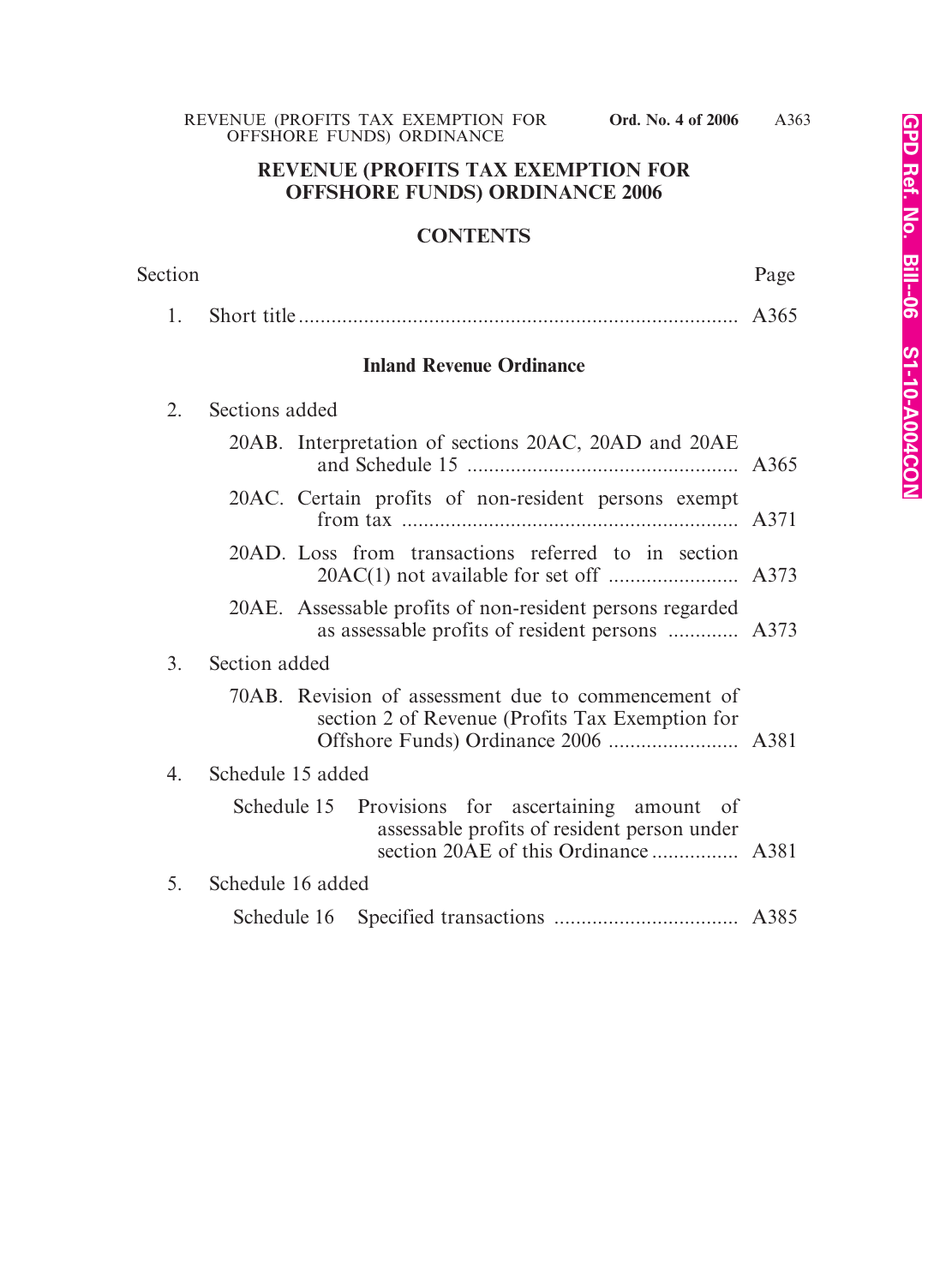# REVENUE (PROFITS TAX EXEMPTION FOR OFFSHORE FUNDS) ORDINANCE 2006

## CONTENTS

| Section | | Page |
|---|---|---|
| 1. | Short title | A365 |

### Inland Revenue Ordinance

| Section | | Page |
|---|---|---|
| 2. | Sections added | |
| | 20AB. Interpretation of sections 20AC, 20AD and 20AE and Schedule 15 | A365 |
| | 20AC. Certain profits of non-resident persons exempt from tax | A371 |
| | 20AD. Loss from transactions referred to in section 20AC(1) not available for set off | A373 |
| | 20AE. Assessable profits of non-resident persons regarded as assessable profits of resident persons | A373 |
| 3. | Section added | |
| | 70AB. Revision of assessment due to commencement of section 2 of Revenue (Profits Tax Exemption for Offshore Funds) Ordinance 2006 | A381 |
| 4. | Schedule 15 added | |
| | Schedule 15 Provisions for ascertaining amount of assessable profits of resident person under section 20AE of this Ordinance | A381 |
| 5. | Schedule 16 added | |
| | Schedule 16 Specified transactions | A385 |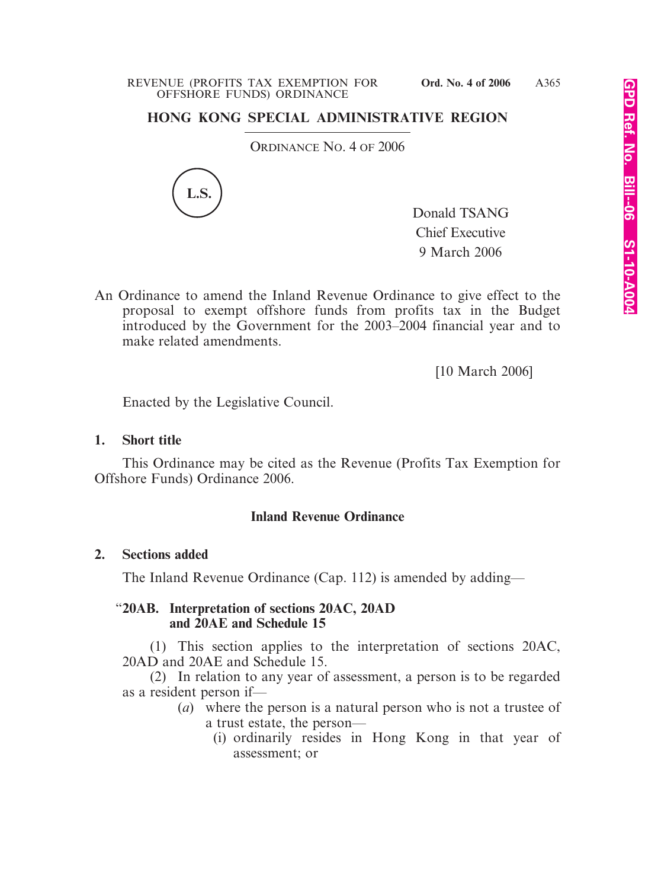# HONG KONG SPECIAL ADMINISTRATIVE REGION

ORDINANCE NO. 4 OF 2006

L.S.

Donald TSANG
Chief Executive
9 March 2006

An Ordinance to amend the Inland Revenue Ordinance to give effect to the proposal to exempt offshore funds from profits tax in the Budget introduced by the Government for the 2003–2004 financial year and to make related amendments.

[10 March 2006]

Enacted by the Legislative Council.

**1. Short title**

This Ordinance may be cited as the Revenue (Profits Tax Exemption for Offshore Funds) Ordinance 2006.

## Inland Revenue Ordinance

**2. Sections added**

The Inland Revenue Ordinance (Cap. 112) is amended by adding—

"**20AB. Interpretation of sections 20AC, 20AD and 20AE and Schedule 15**

(1) This section applies to the interpretation of sections 20AC, 20AD and 20AE and Schedule 15.

(2) In relation to any year of assessment, a person is to be regarded as a resident person if—

(*a*) where the person is a natural person who is not a trustee of a trust estate, the person—

(i) ordinarily resides in Hong Kong in that year of assessment; or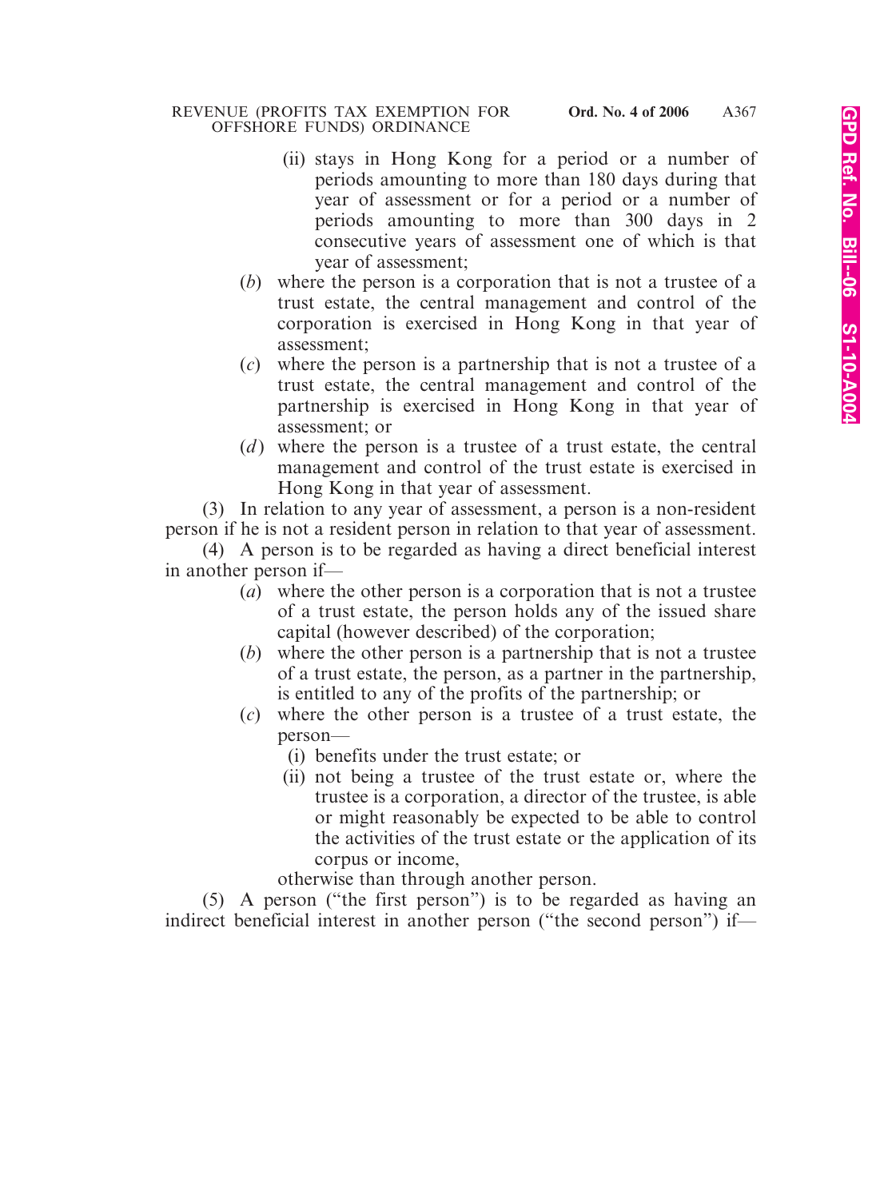(ii) stays in Hong Kong for a period or a number of periods amounting to more than 180 days during that year of assessment or for a period or a number of periods amounting to more than 300 days in 2 consecutive years of assessment one of which is that year of assessment;

(*b*) where the person is a corporation that is not a trustee of a trust estate, the central management and control of the corporation is exercised in Hong Kong in that year of assessment;

(*c*) where the person is a partnership that is not a trustee of a trust estate, the central management and control of the partnership is exercised in Hong Kong in that year of assessment; or

(*d*) where the person is a trustee of a trust estate, the central management and control of the trust estate is exercised in Hong Kong in that year of assessment.

(3) In relation to any year of assessment, a person is a non-resident person if he is not a resident person in relation to that year of assessment.

(4) A person is to be regarded as having a direct beneficial interest in another person if—

(*a*) where the other person is a corporation that is not a trustee of a trust estate, the person holds any of the issued share capital (however described) of the corporation;

(*b*) where the other person is a partnership that is not a trustee of a trust estate, the person, as a partner in the partnership, is entitled to any of the profits of the partnership; or

(*c*) where the other person is a trustee of a trust estate, the person—

(i) benefits under the trust estate; or

(ii) not being a trustee of the trust estate or, where the trustee is a corporation, a director of the trustee, is able or might reasonably be expected to be able to control the activities of the trust estate or the application of its corpus or income,

otherwise than through another person.

(5) A person ("the first person") is to be regarded as having an indirect beneficial interest in another person ("the second person") if—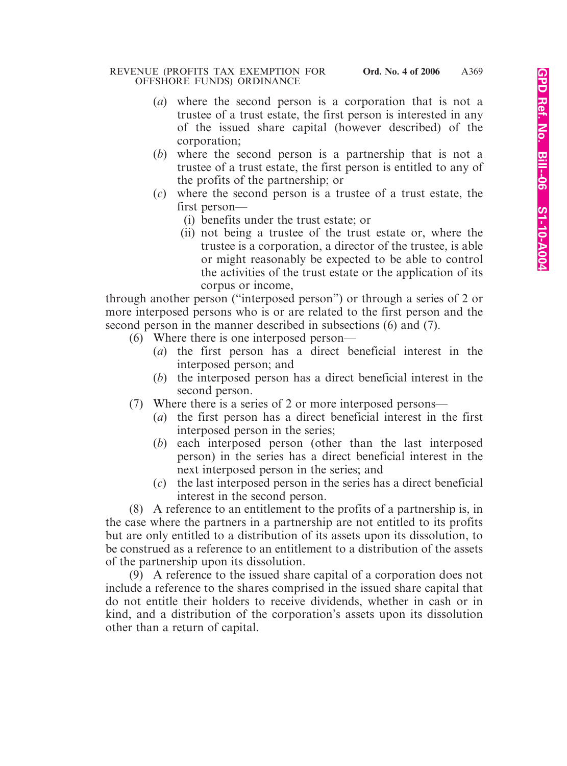(*a*) where the second person is a corporation that is not a trustee of a trust estate, the first person is interested in any of the issued share capital (however described) of the corporation;

(*b*) where the second person is a partnership that is not a trustee of a trust estate, the first person is entitled to any of the profits of the partnership; or

(*c*) where the second person is a trustee of a trust estate, the first person—

(i) benefits under the trust estate; or

(ii) not being a trustee of the trust estate or, where the trustee is a corporation, a director of the trustee, is able or might reasonably be expected to be able to control the activities of the trust estate or the application of its corpus or income,

through another person ("interposed person") or through a series of 2 or more interposed persons who is or are related to the first person and the second person in the manner described in subsections (6) and (7).

(6) Where there is one interposed person—

(*a*) the first person has a direct beneficial interest in the interposed person; and

(*b*) the interposed person has a direct beneficial interest in the second person.

(7) Where there is a series of 2 or more interposed persons—

(*a*) the first person has a direct beneficial interest in the first interposed person in the series;

(*b*) each interposed person (other than the last interposed person) in the series has a direct beneficial interest in the next interposed person in the series; and

(*c*) the last interposed person in the series has a direct beneficial interest in the second person.

(8) A reference to an entitlement to the profits of a partnership is, in the case where the partners in a partnership are not entitled to its profits but are only entitled to a distribution of its assets upon its dissolution, to be construed as a reference to an entitlement to a distribution of the assets of the partnership upon its dissolution.

(9) A reference to the issued share capital of a corporation does not include a reference to the shares comprised in the issued share capital that do not entitle their holders to receive dividends, whether in cash or in kind, and a distribution of the corporation's assets upon its dissolution other than a return of capital.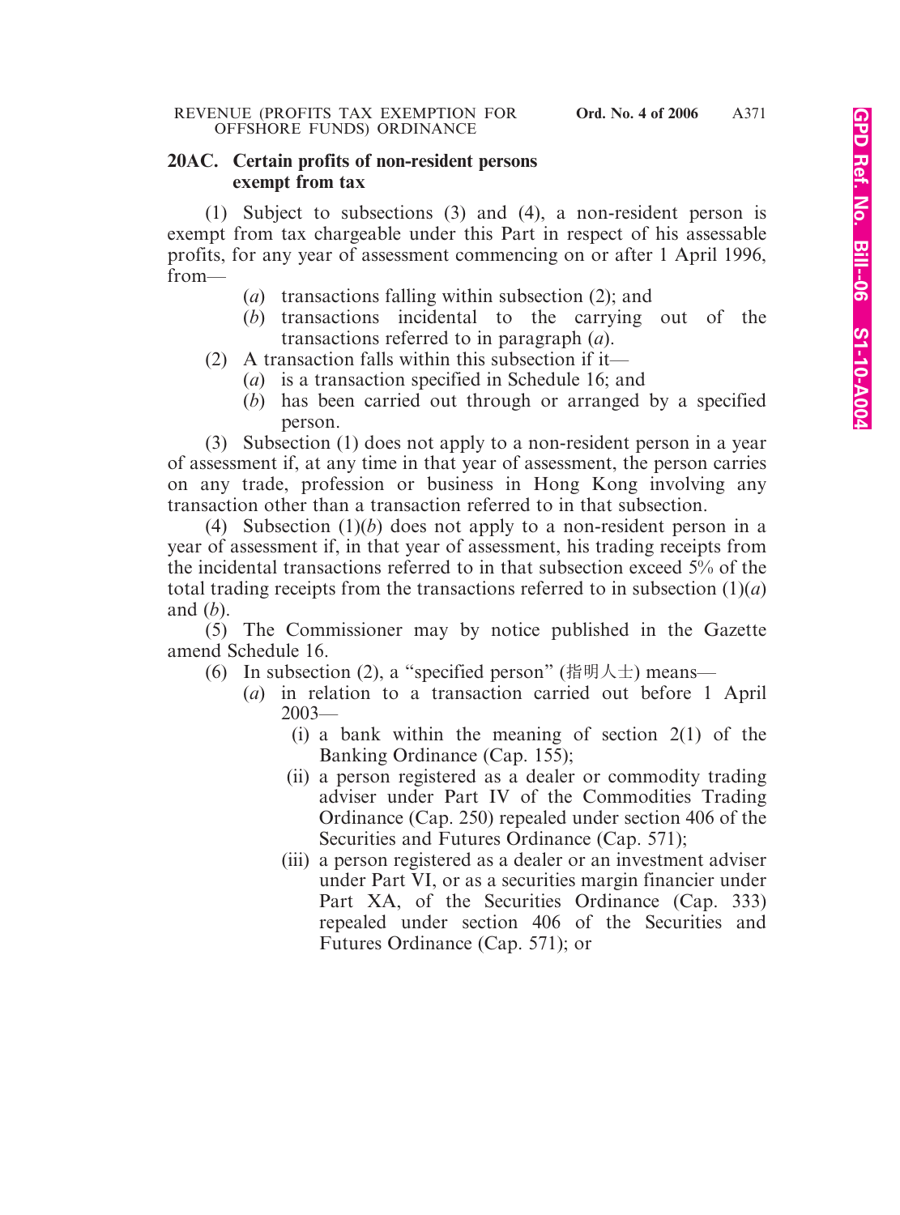### 20AC. Certain profits of non-resident persons exempt from tax

(1) Subject to subsections (3) and (4), a non-resident person is exempt from tax chargeable under this Part in respect of his assessable profits, for any year of assessment commencing on or after 1 April 1996, from—

(*a*) transactions falling within subsection (2); and

(*b*) transactions incidental to the carrying out of the transactions referred to in paragraph (*a*).

(2) A transaction falls within this subsection if it—

(*a*) is a transaction specified in Schedule 16; and

(*b*) has been carried out through or arranged by a specified person.

(3) Subsection (1) does not apply to a non-resident person in a year of assessment if, at any time in that year of assessment, the person carries on any trade, profession or business in Hong Kong involving any transaction other than a transaction referred to in that subsection.

(4) Subsection (1)(*b*) does not apply to a non-resident person in a year of assessment if, in that year of assessment, his trading receipts from the incidental transactions referred to in that subsection exceed 5% of the total trading receipts from the transactions referred to in subsection (1)(*a*) and (*b*).

(5) The Commissioner may by notice published in the Gazette amend Schedule 16.

(6) In subsection (2), a "specified person" (指明人士) means—

(*a*) in relation to a transaction carried out before 1 April 2003—

(i) a bank within the meaning of section 2(1) of the Banking Ordinance (Cap. 155);

(ii) a person registered as a dealer or commodity trading adviser under Part IV of the Commodities Trading Ordinance (Cap. 250) repealed under section 406 of the Securities and Futures Ordinance (Cap. 571);

(iii) a person registered as a dealer or an investment adviser under Part VI, or as a securities margin financier under Part XA, of the Securities Ordinance (Cap. 333) repealed under section 406 of the Securities and Futures Ordinance (Cap. 571); or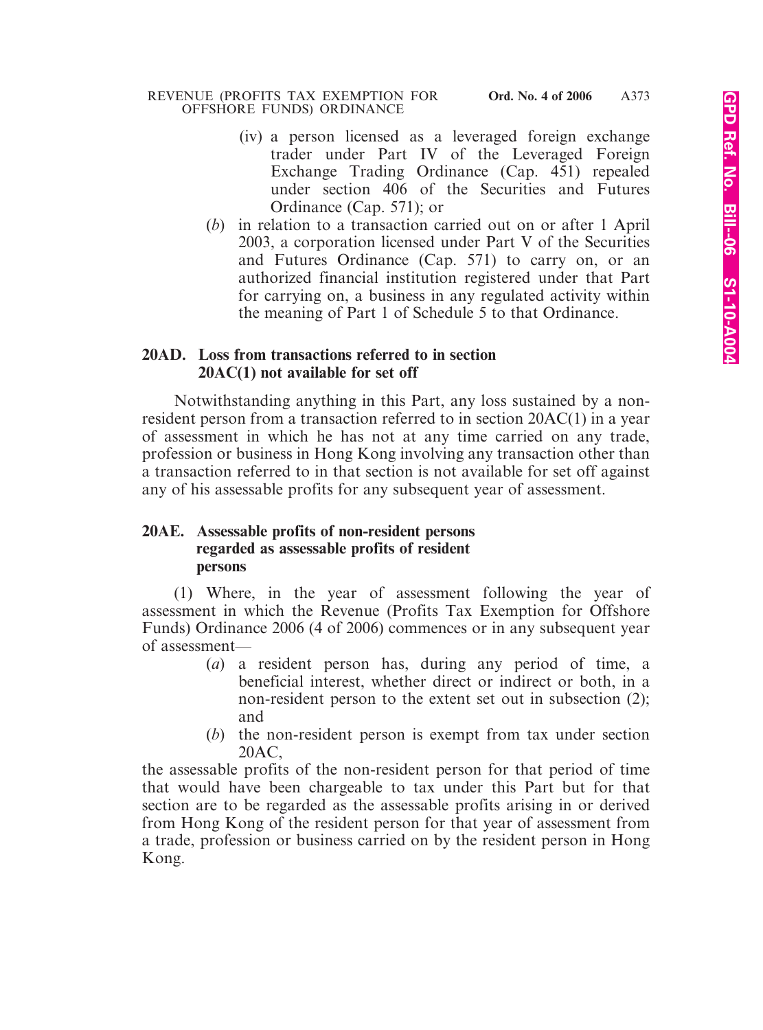(iv) a person licensed as a leveraged foreign exchange trader under Part IV of the Leveraged Foreign Exchange Trading Ordinance (Cap. 451) repealed under section 406 of the Securities and Futures Ordinance (Cap. 571); or

(*b*) in relation to a transaction carried out on or after 1 April 2003, a corporation licensed under Part V of the Securities and Futures Ordinance (Cap. 571) to carry on, or an authorized financial institution registered under that Part for carrying on, a business in any regulated activity within the meaning of Part 1 of Schedule 5 to that Ordinance.

**20AD. Loss from transactions referred to in section 20AC(1) not available for set off**

Notwithstanding anything in this Part, any loss sustained by a non-resident person from a transaction referred to in section 20AC(1) in a year of assessment in which he has not at any time carried on any trade, profession or business in Hong Kong involving any transaction other than a transaction referred to in that section is not available for set off against any of his assessable profits for any subsequent year of assessment.

**20AE. Assessable profits of non-resident persons regarded as assessable profits of resident persons**

(1) Where, in the year of assessment following the year of assessment in which the Revenue (Profits Tax Exemption for Offshore Funds) Ordinance 2006 (4 of 2006) commences or in any subsequent year of assessment—

(*a*) a resident person has, during any period of time, a beneficial interest, whether direct or indirect or both, in a non-resident person to the extent set out in subsection (2); and

(*b*) the non-resident person is exempt from tax under section 20AC,

the assessable profits of the non-resident person for that period of time that would have been chargeable to tax under this Part but for that section are to be regarded as the assessable profits arising in or derived from Hong Kong of the resident person for that year of assessment from a trade, profession or business carried on by the resident person in Hong Kong.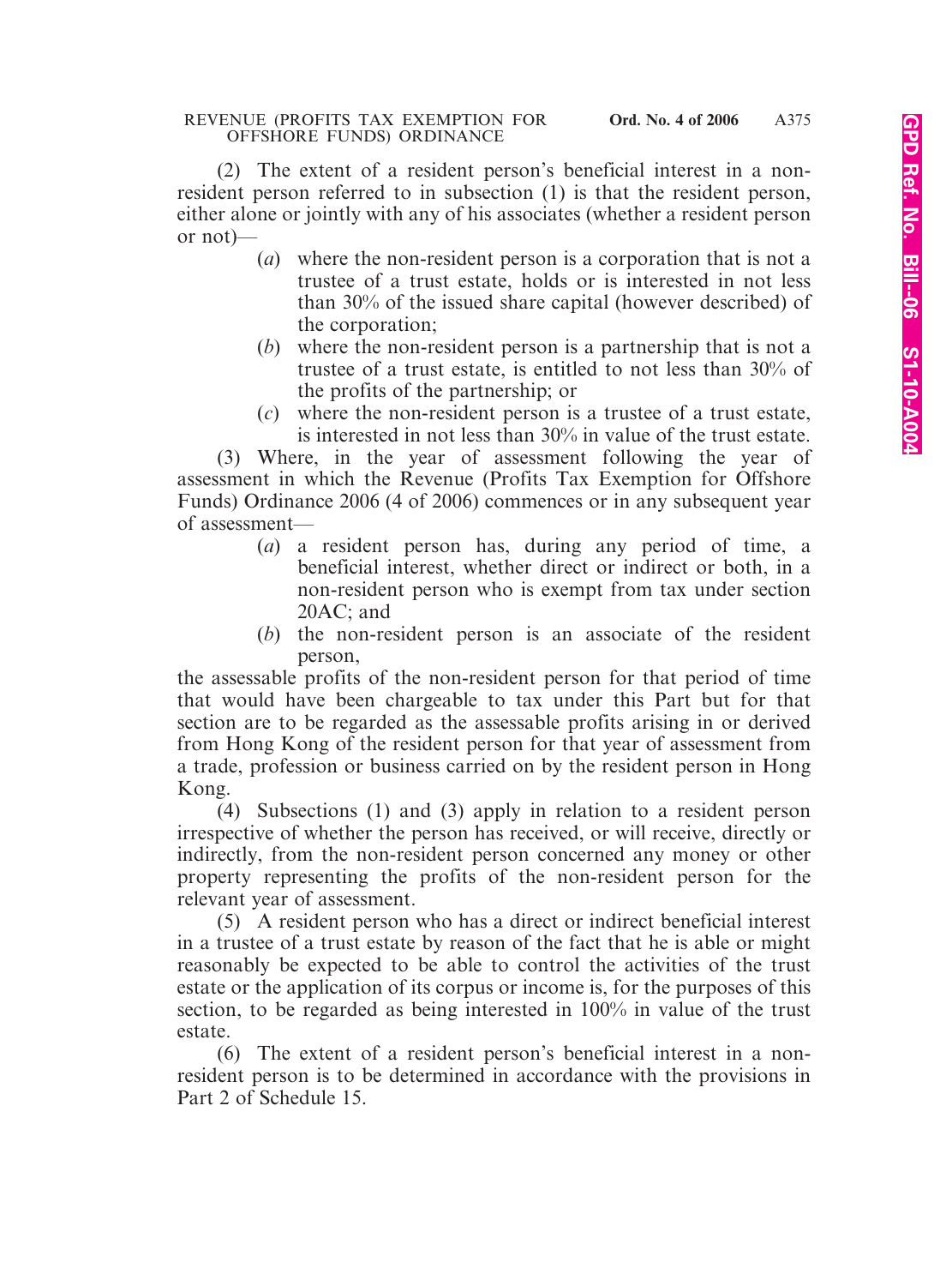(2) The extent of a resident person's beneficial interest in a non-resident person referred to in subsection (1) is that the resident person, either alone or jointly with any of his associates (whether a resident person or not)—

(*a*) where the non-resident person is a corporation that is not a trustee of a trust estate, holds or is interested in not less than 30% of the issued share capital (however described) of the corporation;

(*b*) where the non-resident person is a partnership that is not a trustee of a trust estate, is entitled to not less than 30% of the profits of the partnership; or

(*c*) where the non-resident person is a trustee of a trust estate, is interested in not less than 30% in value of the trust estate.

(3) Where, in the year of assessment following the year of assessment in which the Revenue (Profits Tax Exemption for Offshore Funds) Ordinance 2006 (4 of 2006) commences or in any subsequent year of assessment—

(*a*) a resident person has, during any period of time, a beneficial interest, whether direct or indirect or both, in a non-resident person who is exempt from tax under section 20AC; and

(*b*) the non-resident person is an associate of the resident person,

the assessable profits of the non-resident person for that period of time that would have been chargeable to tax under this Part but for that section are to be regarded as the assessable profits arising in or derived from Hong Kong of the resident person for that year of assessment from a trade, profession or business carried on by the resident person in Hong Kong.

(4) Subsections (1) and (3) apply in relation to a resident person irrespective of whether the person has received, or will receive, directly or indirectly, from the non-resident person concerned any money or other property representing the profits of the non-resident person for the relevant year of assessment.

(5) A resident person who has a direct or indirect beneficial interest in a trustee of a trust estate by reason of the fact that he is able or might reasonably be expected to be able to control the activities of the trust estate or the application of its corpus or income is, for the purposes of this section, to be regarded as being interested in 100% in value of the trust estate.

(6) The extent of a resident person's beneficial interest in a non-resident person is to be determined in accordance with the provisions in Part 2 of Schedule 15.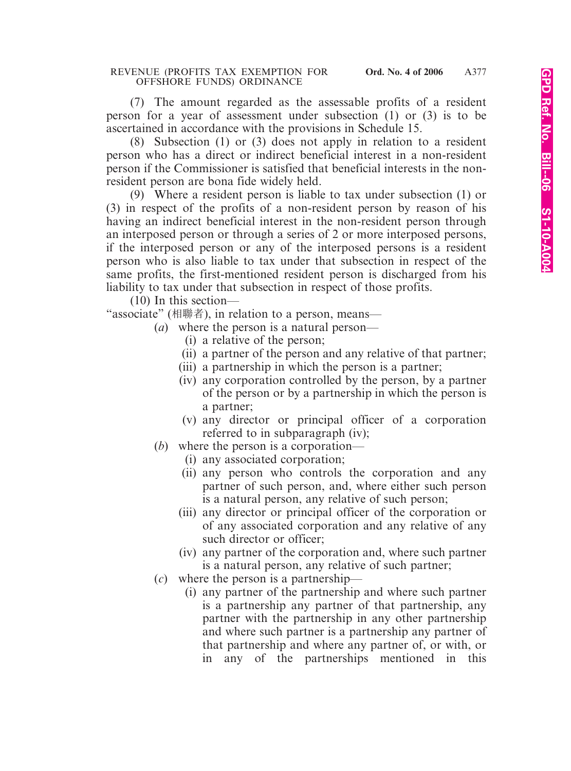(7) The amount regarded as the assessable profits of a resident person for a year of assessment under subsection (1) or (3) is to be ascertained in accordance with the provisions in Schedule 15.

(8) Subsection (1) or (3) does not apply in relation to a resident person who has a direct or indirect beneficial interest in a non-resident person if the Commissioner is satisfied that beneficial interests in the non-resident person are bona fide widely held.

(9) Where a resident person is liable to tax under subsection (1) or (3) in respect of the profits of a non-resident person by reason of his having an indirect beneficial interest in the non-resident person through an interposed person or through a series of 2 or more interposed persons, if the interposed person or any of the interposed persons is a resident person who is also liable to tax under that subsection in respect of the same profits, the first-mentioned resident person is discharged from his liability to tax under that subsection in respect of those profits.

(10) In this section—

"associate" (相聯者), in relation to a person, means—

- (*a*) where the person is a natural person—
  - (i) a relative of the person;
  - (ii) a partner of the person and any relative of that partner;
  - (iii) a partnership in which the person is a partner;
  - (iv) any corporation controlled by the person, by a partner of the person or by a partnership in which the person is a partner;
  - (v) any director or principal officer of a corporation referred to in subparagraph (iv);
- (*b*) where the person is a corporation—
  - (i) any associated corporation;
  - (ii) any person who controls the corporation and any partner of such person, and, where either such person is a natural person, any relative of such person;
  - (iii) any director or principal officer of the corporation or of any associated corporation and any relative of any such director or officer;
  - (iv) any partner of the corporation and, where such partner is a natural person, any relative of such partner;
- (*c*) where the person is a partnership—
  - (i) any partner of the partnership and where such partner is a partnership any partner of that partnership, any partner with the partnership in any other partnership and where such partner is a partnership any partner of that partnership and where any partner of, or with, or in any of the partnerships mentioned in this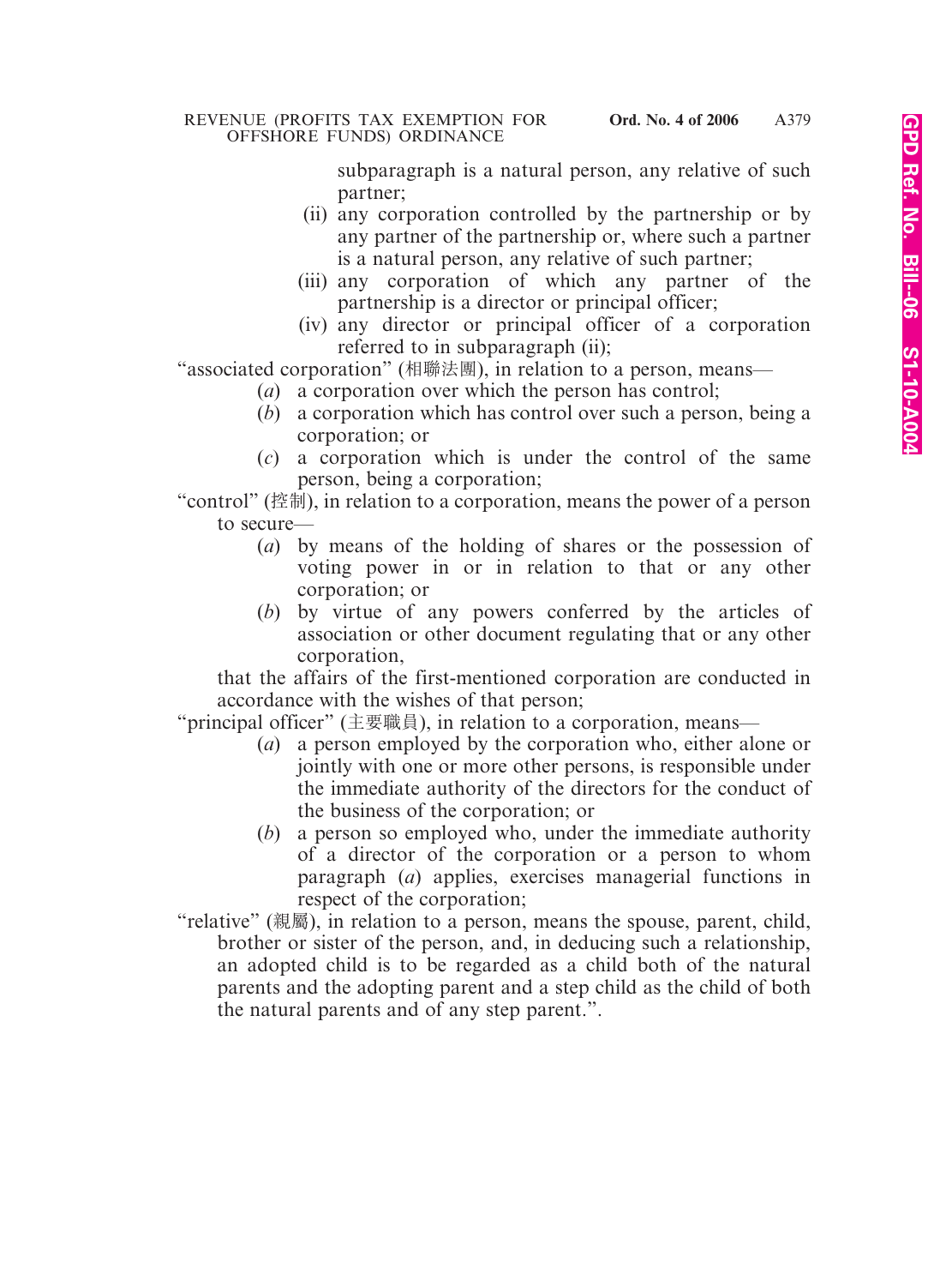subparagraph is a natural person, any relative of such partner;

(ii) any corporation controlled by the partnership or by any partner of the partnership or, where such a partner is a natural person, any relative of such partner;

(iii) any corporation of which any partner of the partnership is a director or principal officer;

(iv) any director or principal officer of a corporation referred to in subparagraph (ii);

"associated corporation" (相聯法團), in relation to a person, means—

(*a*) a corporation over which the person has control;

(*b*) a corporation which has control over such a person, being a corporation; or

(*c*) a corporation which is under the control of the same person, being a corporation;

"control" (控制), in relation to a corporation, means the power of a person to secure—

(*a*) by means of the holding of shares or the possession of voting power in or in relation to that or any other corporation; or

(*b*) by virtue of any powers conferred by the articles of association or other document regulating that or any other corporation,

that the affairs of the first-mentioned corporation are conducted in accordance with the wishes of that person;

"principal officer" (主要職員), in relation to a corporation, means—

(*a*) a person employed by the corporation who, either alone or jointly with one or more other persons, is responsible under the immediate authority of the directors for the conduct of the business of the corporation; or

(*b*) a person so employed who, under the immediate authority of a director of the corporation or a person to whom paragraph (*a*) applies, exercises managerial functions in respect of the corporation;

"relative" (親屬), in relation to a person, means the spouse, parent, child, brother or sister of the person, and, in deducing such a relationship, an adopted child is to be regarded as a child both of the natural parents and the adopting parent and a step child as the child of both the natural parents and of any step parent.".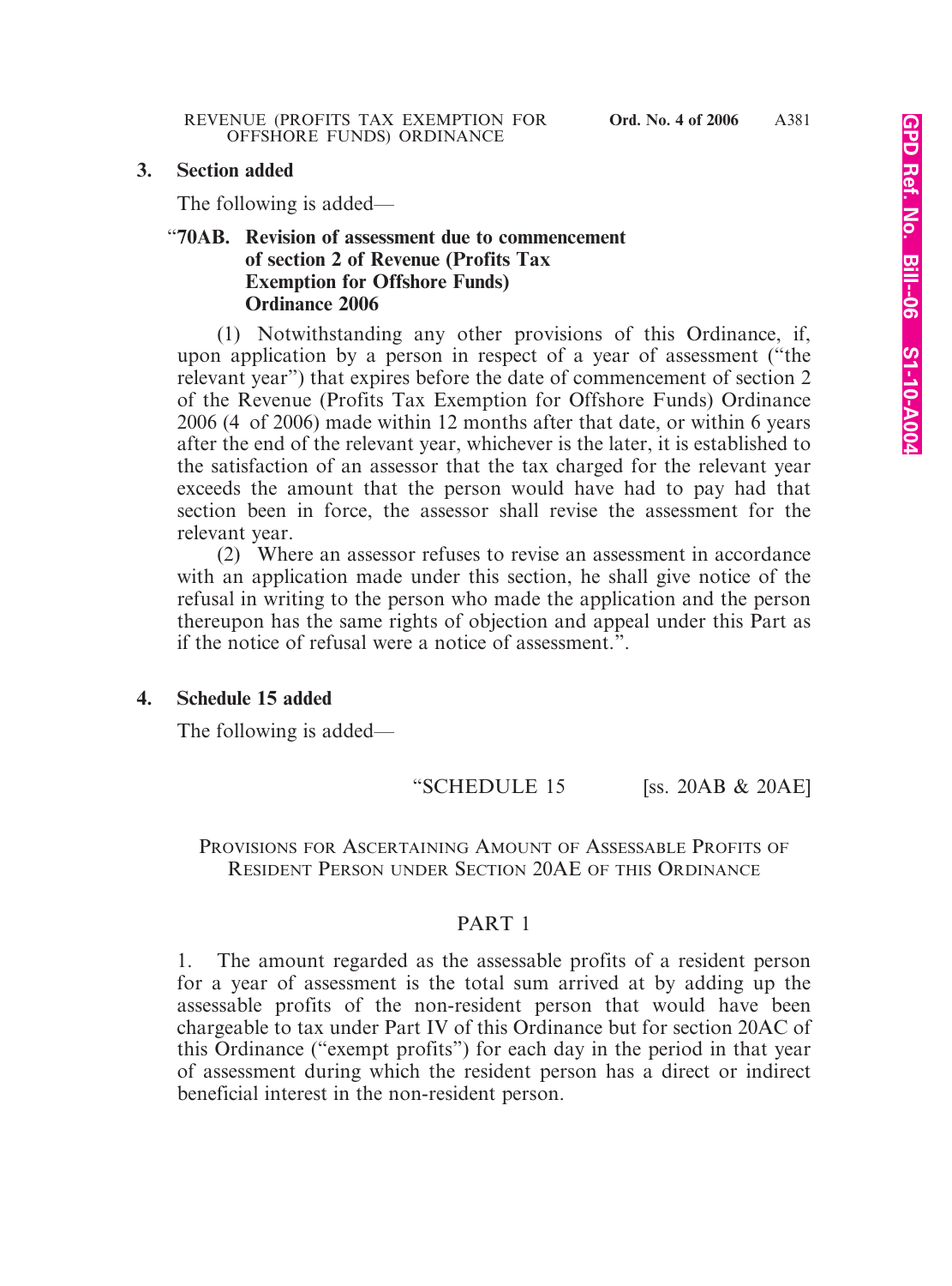## 3. Section added

The following is added—

**“70AB. Revision of assessment due to commencement of section 2 of Revenue (Profits Tax Exemption for Offshore Funds) Ordinance 2006**

(1) Notwithstanding any other provisions of this Ordinance, if, upon application by a person in respect of a year of assessment (“the relevant year”) that expires before the date of commencement of section 2 of the Revenue (Profits Tax Exemption for Offshore Funds) Ordinance 2006 (4 of 2006) made within 12 months after that date, or within 6 years after the end of the relevant year, whichever is the later, it is established to the satisfaction of an assessor that the tax charged for the relevant year exceeds the amount that the person would have had to pay had that section been in force, the assessor shall revise the assessment for the relevant year.

(2) Where an assessor refuses to revise an assessment in accordance with an application made under this section, he shall give notice of the refusal in writing to the person who made the application and the person thereupon has the same rights of objection and appeal under this Part as if the notice of refusal were a notice of assessment.”.

## 4. Schedule 15 added

The following is added—

“SCHEDULE 15 [ss. 20AB & 20AE]

PROVISIONS FOR ASCERTAINING AMOUNT OF ASSESSABLE PROFITS OF RESIDENT PERSON UNDER SECTION 20AE OF THIS ORDINANCE

PART 1

1. The amount regarded as the assessable profits of a resident person for a year of assessment is the total sum arrived at by adding up the assessable profits of the non-resident person that would have been chargeable to tax under Part IV of this Ordinance but for section 20AC of this Ordinance (“exempt profits”) for each day in the period in that year of assessment during which the resident person has a direct or indirect beneficial interest in the non-resident person.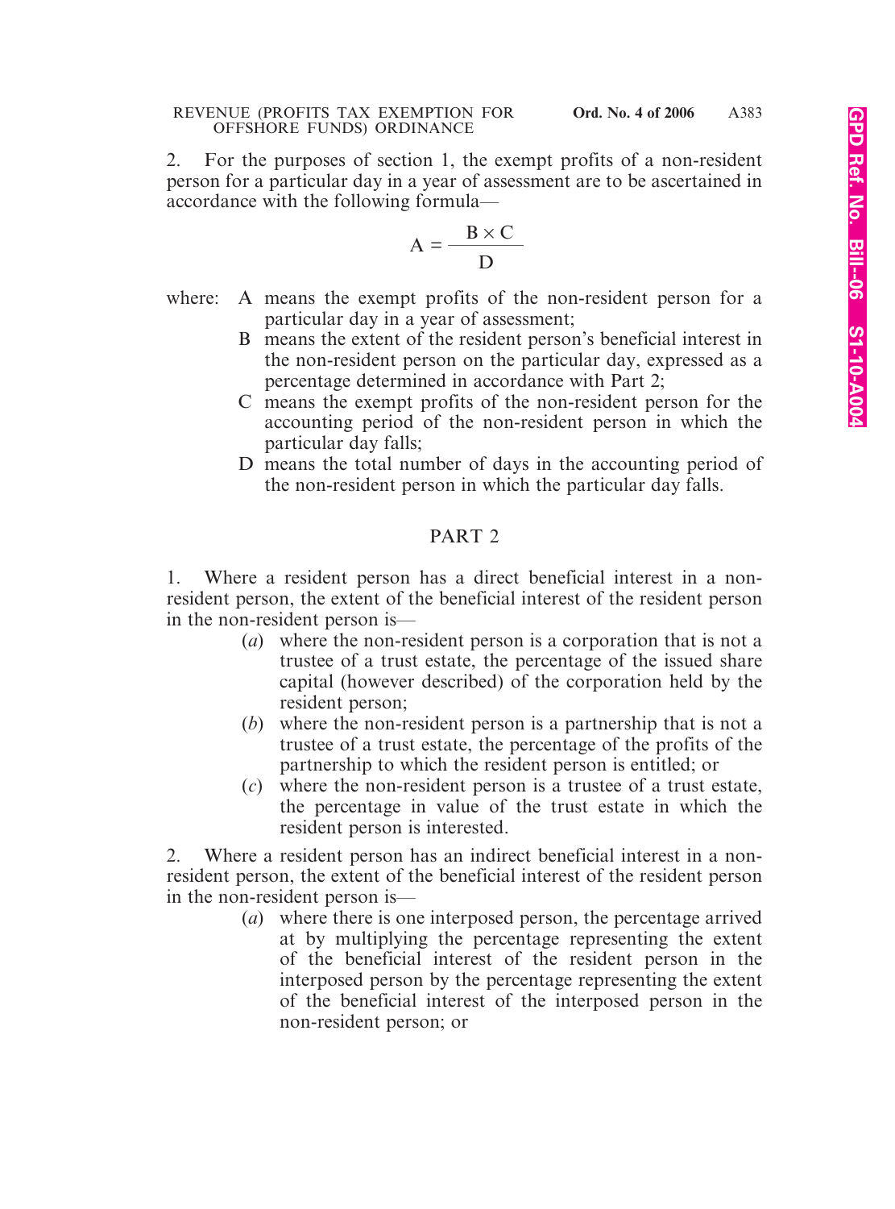2. For the purposes of section 1, the exempt profits of a non-resident person for a particular day in a year of assessment are to be ascertained in accordance with the following formula—

$$A = \frac{B \times C}{D}$$

where:
- A means the exempt profits of the non-resident person for a particular day in a year of assessment;
- B means the extent of the resident person's beneficial interest in the non-resident person on the particular day, expressed as a percentage determined in accordance with Part 2;
- C means the exempt profits of the non-resident person for the accounting period of the non-resident person in which the particular day falls;
- D means the total number of days in the accounting period of the non-resident person in which the particular day falls.

## PART 2

1. Where a resident person has a direct beneficial interest in a non-resident person, the extent of the beneficial interest of the resident person in the non-resident person is—

   (*a*) where the non-resident person is a corporation that is not a trustee of a trust estate, the percentage of the issued share capital (however described) of the corporation held by the resident person;

   (*b*) where the non-resident person is a partnership that is not a trustee of a trust estate, the percentage of the profits of the partnership to which the resident person is entitled; or

   (*c*) where the non-resident person is a trustee of a trust estate, the percentage in value of the trust estate in which the resident person is interested.

2. Where a resident person has an indirect beneficial interest in a non-resident person, the extent of the beneficial interest of the resident person in the non-resident person is—

   (*a*) where there is one interposed person, the percentage arrived at by multiplying the percentage representing the extent of the beneficial interest of the resident person in the interposed person by the percentage representing the extent of the beneficial interest of the interposed person in the non-resident person; or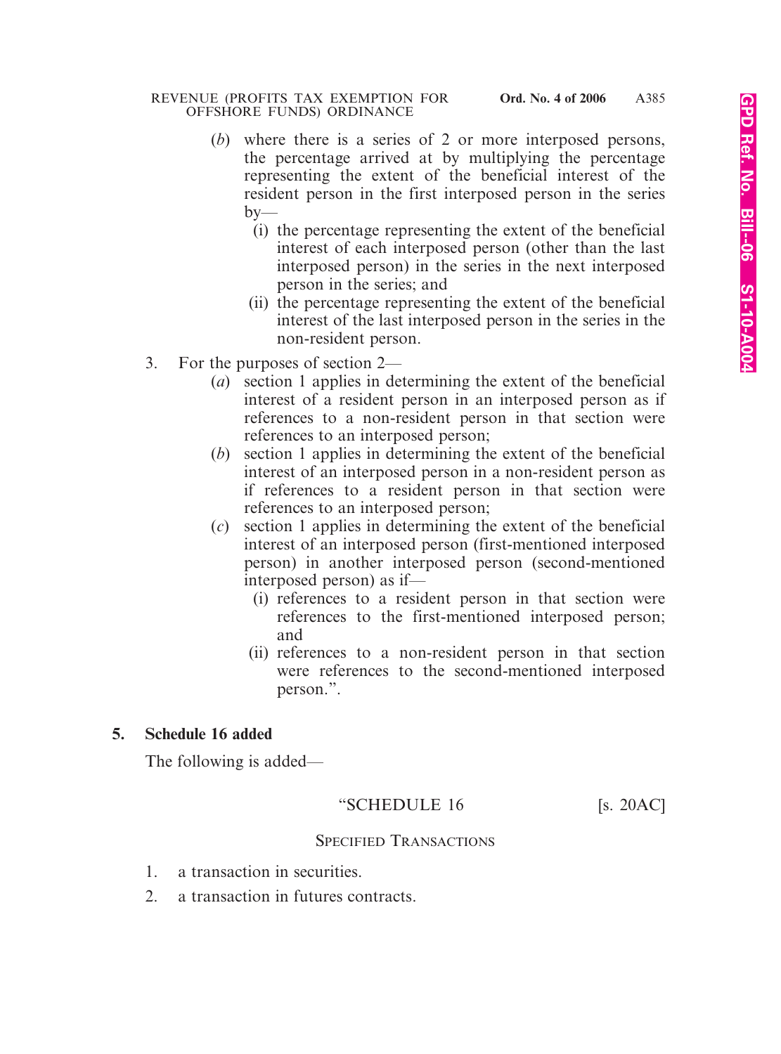(*b*) where there is a series of 2 or more interposed persons, the percentage arrived at by multiplying the percentage representing the extent of the beneficial interest of the resident person in the first interposed person in the series by—

   (i) the percentage representing the extent of the beneficial interest of each interposed person (other than the last interposed person) in the series in the next interposed person in the series; and

   (ii) the percentage representing the extent of the beneficial interest of the last interposed person in the series in the non-resident person.

3. For the purposes of section 2—

   (*a*) section 1 applies in determining the extent of the beneficial interest of a resident person in an interposed person as if references to a non-resident person in that section were references to an interposed person;

   (*b*) section 1 applies in determining the extent of the beneficial interest of an interposed person in a non-resident person as if references to a resident person in that section were references to an interposed person;

   (*c*) section 1 applies in determining the extent of the beneficial interest of an interposed person (first-mentioned interposed person) in another interposed person (second-mentioned interposed person) as if—

      (i) references to a resident person in that section were references to the first-mentioned interposed person; and

      (ii) references to a non-resident person in that section were references to the second-mentioned interposed person.".

**5. Schedule 16 added**

The following is added—

"SCHEDULE 16 [s. 20AC]

SPECIFIED TRANSACTIONS

1. a transaction in securities.

2. a transaction in futures contracts.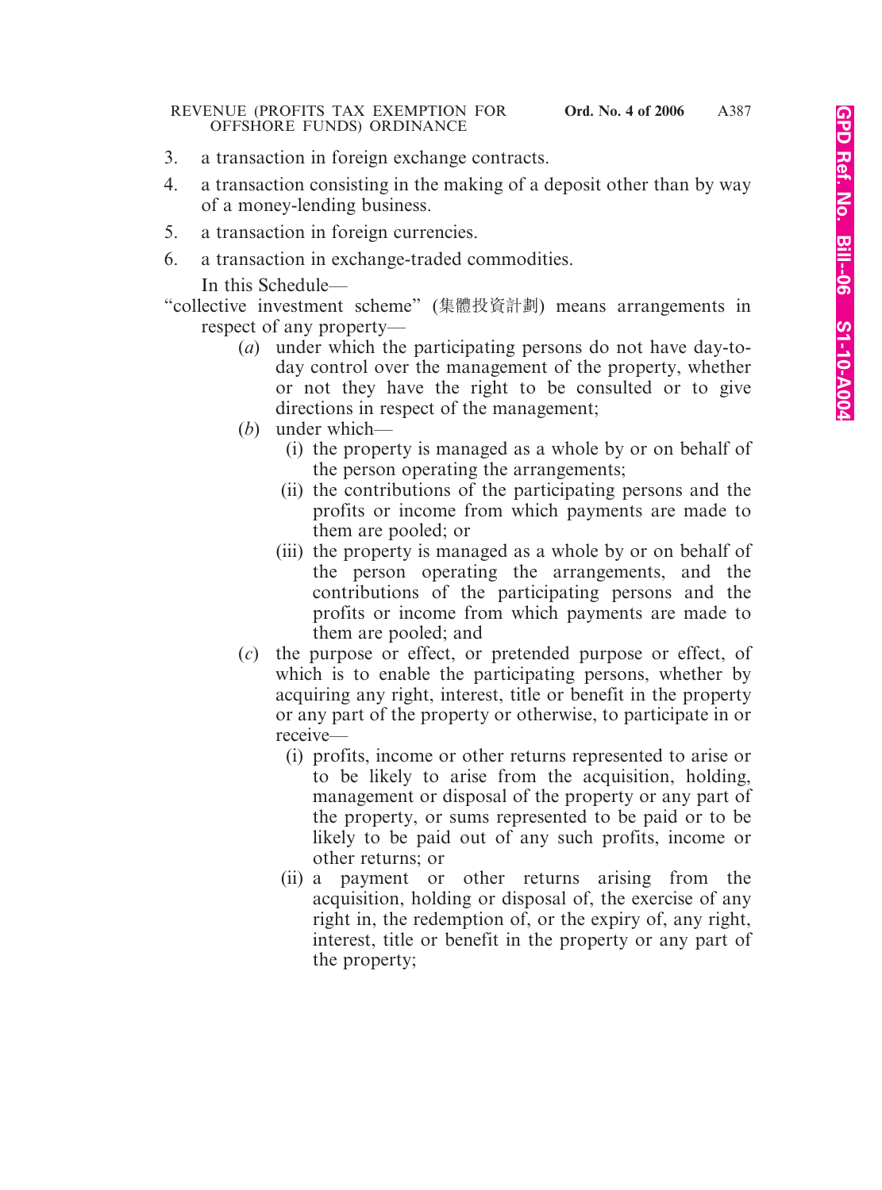3. a transaction in foreign exchange contracts.

4. a transaction consisting in the making of a deposit other than by way of a money-lending business.

5. a transaction in foreign currencies.

6. a transaction in exchange-traded commodities.

In this Schedule—

"collective investment scheme" (集體投資計劃) means arrangements in respect of any property—

(*a*) under which the participating persons do not have day-to-day control over the management of the property, whether or not they have the right to be consulted or to give directions in respect of the management;

(*b*) under which—

(i) the property is managed as a whole by or on behalf of the person operating the arrangements;

(ii) the contributions of the participating persons and the profits or income from which payments are made to them are pooled; or

(iii) the property is managed as a whole by or on behalf of the person operating the arrangements, and the contributions of the participating persons and the profits or income from which payments are made to them are pooled; and

(*c*) the purpose or effect, or pretended purpose or effect, of which is to enable the participating persons, whether by acquiring any right, interest, title or benefit in the property or any part of the property or otherwise, to participate in or receive—

(i) profits, income or other returns represented to arise or to be likely to arise from the acquisition, holding, management or disposal of the property or any part of the property, or sums represented to be paid or to be likely to be paid out of any such profits, income or other returns; or

(ii) a payment or other returns arising from the acquisition, holding or disposal of, the exercise of any right in, the redemption of, or the expiry of, any right, interest, title or benefit in the property or any part of the property;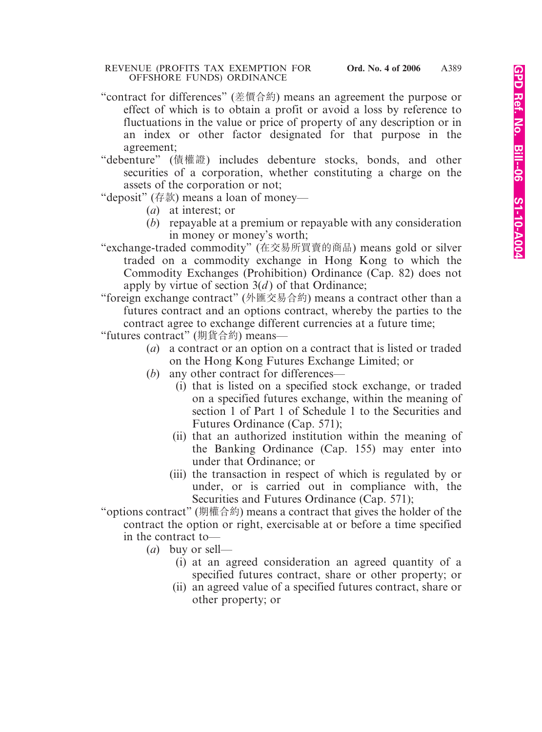"contract for differences" (差價合約) means an agreement the purpose or effect of which is to obtain a profit or avoid a loss by reference to fluctuations in the value or price of property of any description or in an index or other factor designated for that purpose in the agreement;

"debenture" (債權證) includes debenture stocks, bonds, and other securities of a corporation, whether constituting a charge on the assets of the corporation or not;

"deposit" (存款) means a loan of money—

(*a*) at interest; or

(*b*) repayable at a premium or repayable with any consideration in money or money's worth;

"exchange-traded commodity" (在交易所買賣的商品) means gold or silver traded on a commodity exchange in Hong Kong to which the Commodity Exchanges (Prohibition) Ordinance (Cap. 82) does not apply by virtue of section 3(*d*) of that Ordinance;

"foreign exchange contract" (外匯交易合約) means a contract other than a futures contract and an options contract, whereby the parties to the contract agree to exchange different currencies at a future time;

"futures contract" (期貨合約) means—

(*a*) a contract or an option on a contract that is listed or traded on the Hong Kong Futures Exchange Limited; or

(*b*) any other contract for differences—

(i) that is listed on a specified stock exchange, or traded on a specified futures exchange, within the meaning of section 1 of Part 1 of Schedule 1 to the Securities and Futures Ordinance (Cap. 571);

(ii) that an authorized institution within the meaning of the Banking Ordinance (Cap. 155) may enter into under that Ordinance; or

(iii) the transaction in respect of which is regulated by or under, or is carried out in compliance with, the Securities and Futures Ordinance (Cap. 571);

"options contract" (期權合約) means a contract that gives the holder of the contract the option or right, exercisable at or before a time specified in the contract to—

(*a*) buy or sell—

(i) at an agreed consideration an agreed quantity of a specified futures contract, share or other property; or

(ii) an agreed value of a specified futures contract, share or other property; or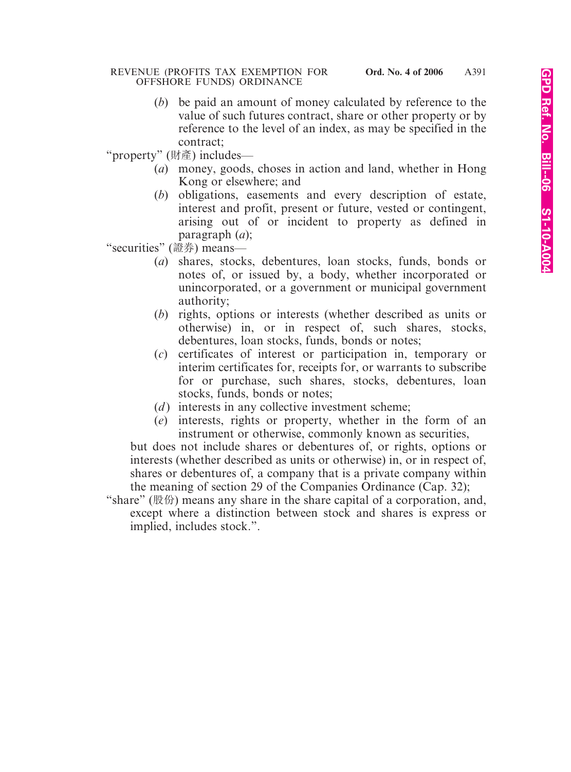(*b*) be paid an amount of money calculated by reference to the value of such futures contract, share or other property or by reference to the level of an index, as may be specified in the contract;

"property" (財產) includes—

(*a*) money, goods, choses in action and land, whether in Hong Kong or elsewhere; and

(*b*) obligations, easements and every description of estate, interest and profit, present or future, vested or contingent, arising out of or incident to property as defined in paragraph (*a*);

"securities" (證券) means—

(*a*) shares, stocks, debentures, loan stocks, funds, bonds or notes of, or issued by, a body, whether incorporated or unincorporated, or a government or municipal government authority;

(*b*) rights, options or interests (whether described as units or otherwise) in, or in respect of, such shares, stocks, debentures, loan stocks, funds, bonds or notes;

(*c*) certificates of interest or participation in, temporary or interim certificates for, receipts for, or warrants to subscribe for or purchase, such shares, stocks, debentures, loan stocks, funds, bonds or notes;

(*d*) interests in any collective investment scheme;

(*e*) interests, rights or property, whether in the form of an instrument or otherwise, commonly known as securities,

but does not include shares or debentures of, or rights, options or interests (whether described as units or otherwise) in, or in respect of, shares or debentures of, a company that is a private company within the meaning of section 29 of the Companies Ordinance (Cap. 32);

"share" (股份) means any share in the share capital of a corporation, and, except where a distinction between stock and shares is express or implied, includes stock.".